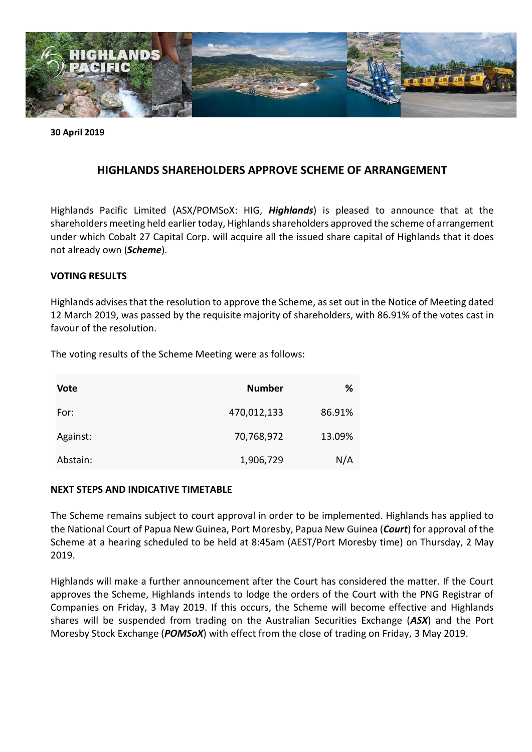**30 April 2019**

## HIGHLANDS SHAREHOLDERS APPROVE SCHEME OF ARRANGEMENT

Highlands Pacific Limited (ASX/POMSoX: HIG, ***Highlands***) is pleased to announce that at the shareholders meeting held earlier today, Highlands shareholders approved the scheme of arrangement under which Cobalt 27 Capital Corp. will acquire all the issued share capital of Highlands that it does not already own (***Scheme***).

### VOTING RESULTS

Highlands advises that the resolution to approve the Scheme, as set out in the Notice of Meeting dated 12 March 2019, was passed by the requisite majority of shareholders, with 86.91% of the votes cast in favour of the resolution.

The voting results of the Scheme Meeting were as follows:

| Vote | Number | % |
|---|---:|---:|
| For: | 470,012,133 | 86.91% |
| Against: | 70,768,972 | 13.09% |
| Abstain: | 1,906,729 | N/A |

### NEXT STEPS AND INDICATIVE TIMETABLE

The Scheme remains subject to court approval in order to be implemented. Highlands has applied to the National Court of Papua New Guinea, Port Moresby, Papua New Guinea (***Court***) for approval of the Scheme at a hearing scheduled to be held at 8:45am (AEST/Port Moresby time) on Thursday, 2 May 2019.

Highlands will make a further announcement after the Court has considered the matter. If the Court approves the Scheme, Highlands intends to lodge the orders of the Court with the PNG Registrar of Companies on Friday, 3 May 2019. If this occurs, the Scheme will become effective and Highlands shares will be suspended from trading on the Australian Securities Exchange (***ASX***) and the Port Moresby Stock Exchange (***POMSoX***) with effect from the close of trading on Friday, 3 May 2019.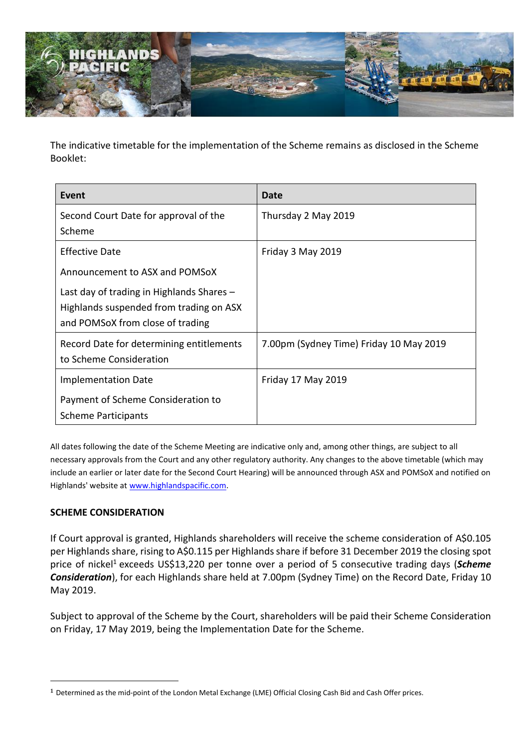The indicative timetable for the implementation of the Scheme remains as disclosed in the Scheme Booklet:

| Event | Date |
|---|---|
| Second Court Date for approval of the Scheme | Thursday 2 May 2019 |
| Effective Date<br><br>Announcement to ASX and POMSoX<br><br>Last day of trading in Highlands Shares – Highlands suspended from trading on ASX and POMSoX from close of trading | Friday 3 May 2019 |
| Record Date for determining entitlements to Scheme Consideration | 7.00pm (Sydney Time) Friday 10 May 2019 |
| Implementation Date<br><br>Payment of Scheme Consideration to Scheme Participants | Friday 17 May 2019 |

All dates following the date of the Scheme Meeting are indicative only and, among other things, are subject to all necessary approvals from the Court and any other regulatory authority. Any changes to the above timetable (which may include an earlier or later date for the Second Court Hearing) will be announced through ASX and POMSoX and notified on Highlands' website at www.highlandspacific.com.

**SCHEME CONSIDERATION**

If Court approval is granted, Highlands shareholders will receive the scheme consideration of A$0.105 per Highlands share, rising to A$0.115 per Highlands share if before 31 December 2019 the closing spot price of nickel[1] exceeds US$13,220 per tonne over a period of 5 consecutive trading days (***Scheme Consideration***), for each Highlands share held at 7.00pm (Sydney Time) on the Record Date, Friday 10 May 2019.

Subject to approval of the Scheme by the Court, shareholders will be paid their Scheme Consideration on Friday, 17 May 2019, being the Implementation Date for the Scheme.

[1] Determined as the mid-point of the London Metal Exchange (LME) Official Closing Cash Bid and Cash Offer prices.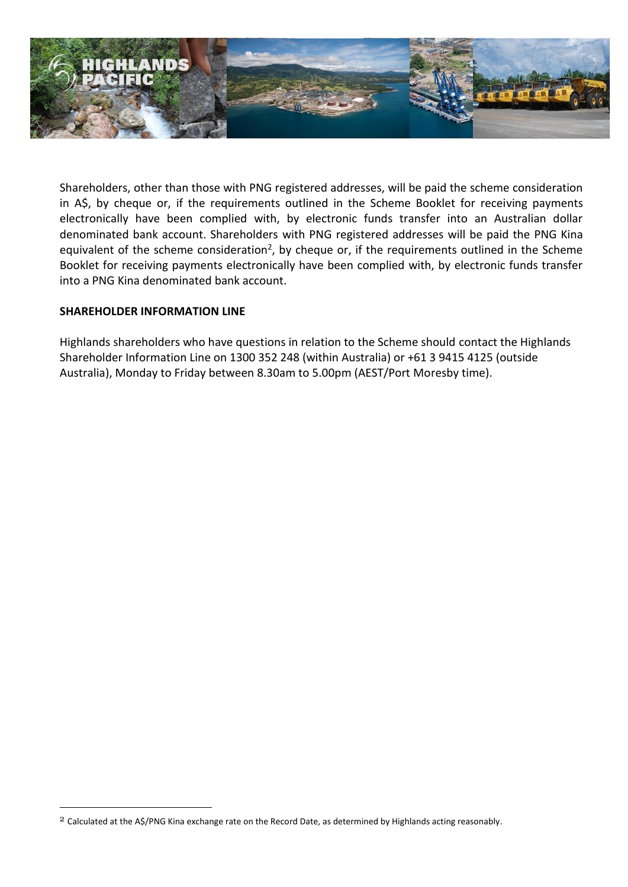Shareholders, other than those with PNG registered addresses, will be paid the scheme consideration in A$, by cheque or, if the requirements outlined in the Scheme Booklet for receiving payments electronically have been complied with, by electronic funds transfer into an Australian dollar denominated bank account. Shareholders with PNG registered addresses will be paid the PNG Kina equivalent of the scheme consideration[2], by cheque or, if the requirements outlined in the Scheme Booklet for receiving payments electronically have been complied with, by electronic funds transfer into a PNG Kina denominated bank account.

**SHAREHOLDER INFORMATION LINE**

Highlands shareholders who have questions in relation to the Scheme should contact the Highlands Shareholder Information Line on 1300 352 248 (within Australia) or +61 3 9415 4125 (outside Australia), Monday to Friday between 8.30am to 5.00pm (AEST/Port Moresby time).

[2] Calculated at the A$/PNG Kina exchange rate on the Record Date, as determined by Highlands acting reasonably.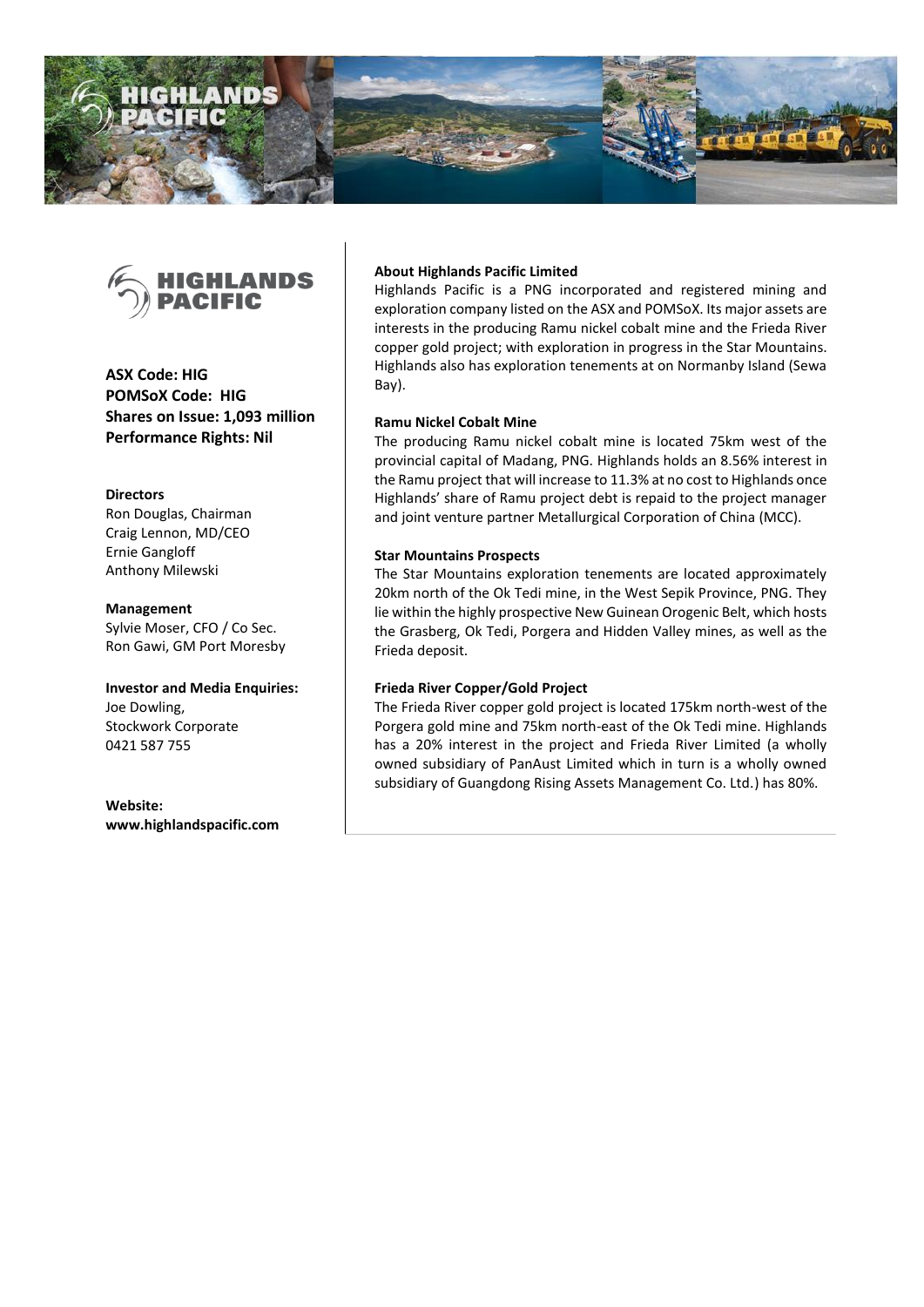**ASX Code: HIG**
**POMSoX Code: HIG**
**Shares on Issue: 1,093 million**
**Performance Rights: Nil**

**Directors**
Ron Douglas, Chairman
Craig Lennon, MD/CEO
Ernie Gangloff
Anthony Milewski

**Management**
Sylvie Moser, CFO / Co Sec.
Ron Gawi, GM Port Moresby

**Investor and Media Enquiries:**
Joe Dowling,
Stockwork Corporate
0421 587 755

**Website:**
**www.highlandspacific.com**

**About Highlands Pacific Limited**

Highlands Pacific is a PNG incorporated and registered mining and exploration company listed on the ASX and POMSoX. Its major assets are interests in the producing Ramu nickel cobalt mine and the Frieda River copper gold project; with exploration in progress in the Star Mountains. Highlands also has exploration tenements at on Normanby Island (Sewa Bay).

**Ramu Nickel Cobalt Mine**

The producing Ramu nickel cobalt mine is located 75km west of the provincial capital of Madang, PNG. Highlands holds an 8.56% interest in the Ramu project that will increase to 11.3% at no cost to Highlands once Highlands' share of Ramu project debt is repaid to the project manager and joint venture partner Metallurgical Corporation of China (MCC).

**Star Mountains Prospects**

The Star Mountains exploration tenements are located approximately 20km north of the Ok Tedi mine, in the West Sepik Province, PNG. They lie within the highly prospective New Guinean Orogenic Belt, which hosts the Grasberg, Ok Tedi, Porgera and Hidden Valley mines, as well as the Frieda deposit.

**Frieda River Copper/Gold Project**

The Frieda River copper gold project is located 175km north-west of the Porgera gold mine and 75km north-east of the Ok Tedi mine. Highlands has a 20% interest in the project and Frieda River Limited (a wholly owned subsidiary of PanAust Limited which in turn is a wholly owned subsidiary of Guangdong Rising Assets Management Co. Ltd.) has 80%.